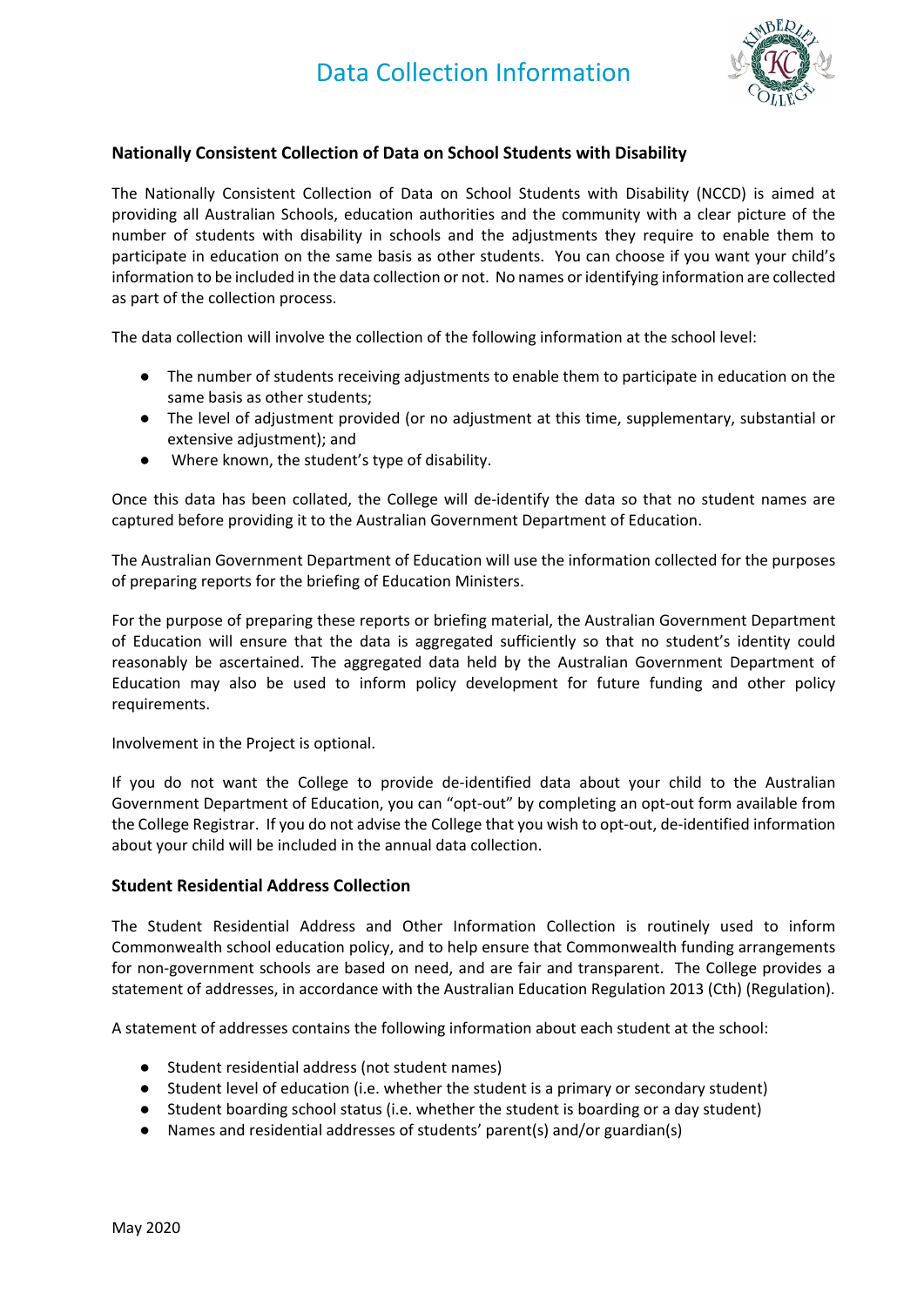# Data Collection Information

## Nationally Consistent Collection of Data on School Students with Disability

The Nationally Consistent Collection of Data on School Students with Disability (NCCD) is aimed at providing all Australian Schools, education authorities and the community with a clear picture of the number of students with disability in schools and the adjustments they require to enable them to participate in education on the same basis as other students. You can choose if you want your child's information to be included in the data collection or not. No names or identifying information are collected as part of the collection process.

The data collection will involve the collection of the following information at the school level:

- The number of students receiving adjustments to enable them to participate in education on the same basis as other students;
- The level of adjustment provided (or no adjustment at this time, supplementary, substantial or extensive adjustment); and
- Where known, the student's type of disability.

Once this data has been collated, the College will de-identify the data so that no student names are captured before providing it to the Australian Government Department of Education.

The Australian Government Department of Education will use the information collected for the purposes of preparing reports for the briefing of Education Ministers.

For the purpose of preparing these reports or briefing material, the Australian Government Department of Education will ensure that the data is aggregated sufficiently so that no student's identity could reasonably be ascertained. The aggregated data held by the Australian Government Department of Education may also be used to inform policy development for future funding and other policy requirements.

Involvement in the Project is optional.

If you do not want the College to provide de-identified data about your child to the Australian Government Department of Education, you can "opt-out" by completing an opt-out form available from the College Registrar. If you do not advise the College that you wish to opt-out, de-identified information about your child will be included in the annual data collection.

## Student Residential Address Collection

The Student Residential Address and Other Information Collection is routinely used to inform Commonwealth school education policy, and to help ensure that Commonwealth funding arrangements for non-government schools are based on need, and are fair and transparent. The College provides a statement of addresses, in accordance with the Australian Education Regulation 2013 (Cth) (Regulation).

A statement of addresses contains the following information about each student at the school:

- Student residential address (not student names)
- Student level of education (i.e. whether the student is a primary or secondary student)
- Student boarding school status (i.e. whether the student is boarding or a day student)
- Names and residential addresses of students' parent(s) and/or guardian(s)

May 2020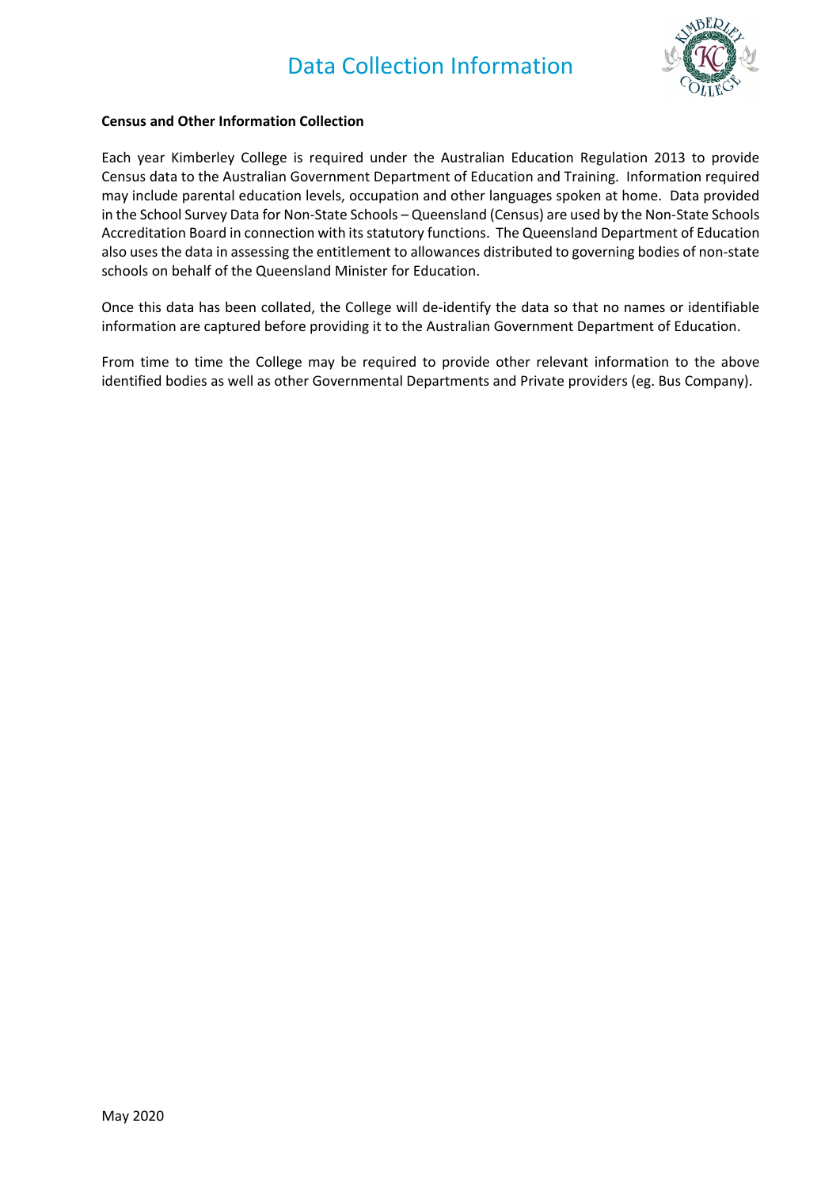# Data Collection Information

**Census and Other Information Collection**

Each year Kimberley College is required under the Australian Education Regulation 2013 to provide Census data to the Australian Government Department of Education and Training. Information required may include parental education levels, occupation and other languages spoken at home. Data provided in the School Survey Data for Non-State Schools – Queensland (Census) are used by the Non-State Schools Accreditation Board in connection with its statutory functions. The Queensland Department of Education also uses the data in assessing the entitlement to allowances distributed to governing bodies of non-state schools on behalf of the Queensland Minister for Education.

Once this data has been collated, the College will de-identify the data so that no names or identifiable information are captured before providing it to the Australian Government Department of Education.

From time to time the College may be required to provide other relevant information to the above identified bodies as well as other Governmental Departments and Private providers (eg. Bus Company).

May 2020